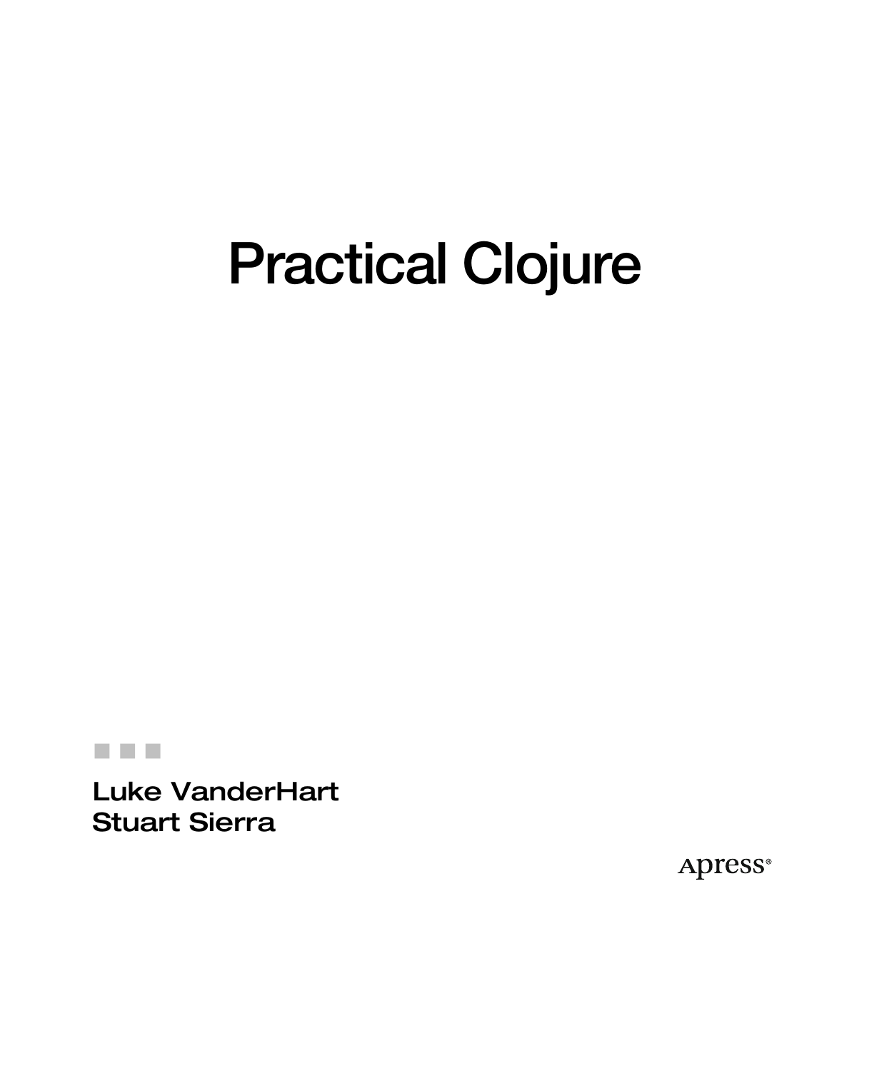# Practical Clojure

Luke VanderHart
Stuart Sierra

Apress®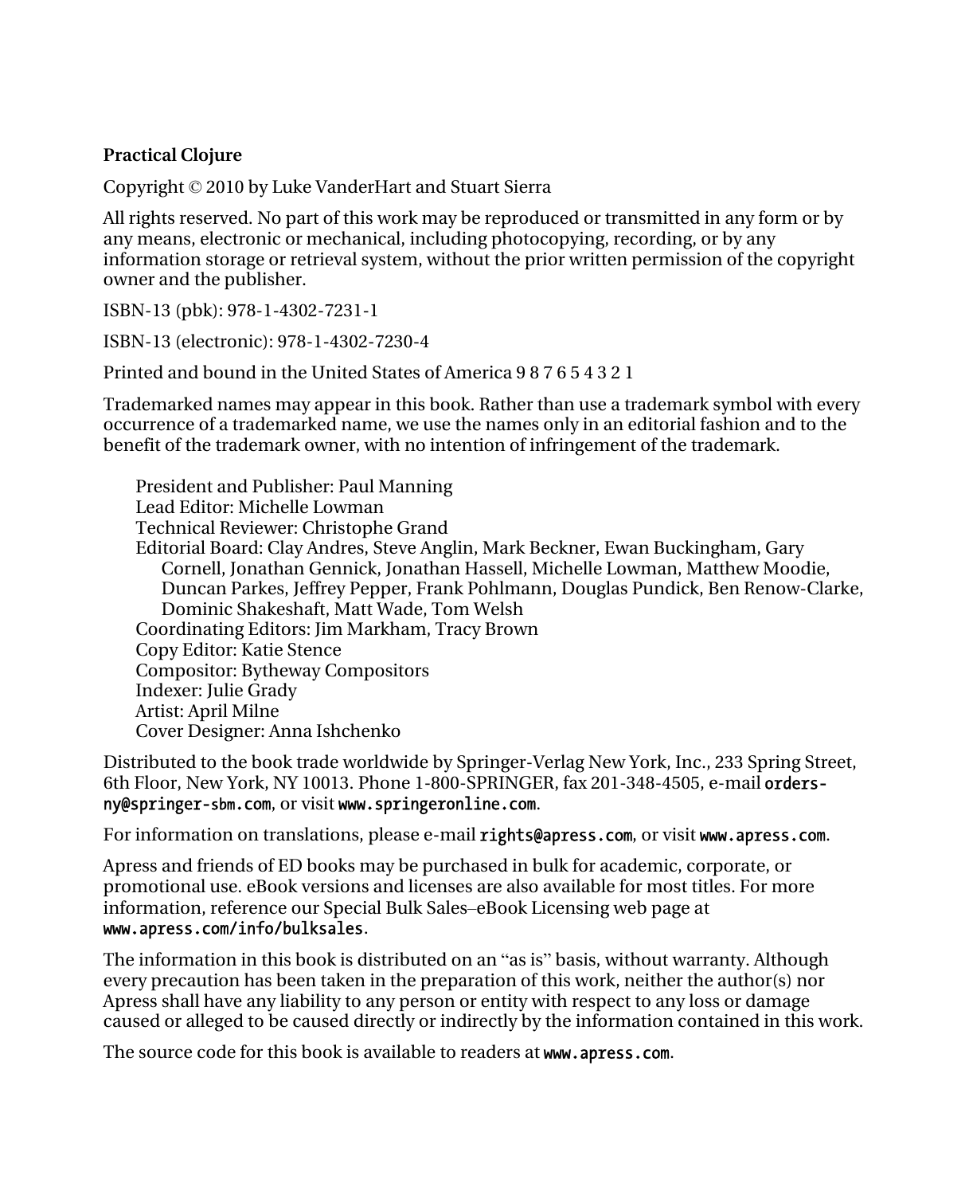**Practical Clojure**

Copyright © 2010 by Luke VanderHart and Stuart Sierra

All rights reserved. No part of this work may be reproduced or transmitted in any form or by any means, electronic or mechanical, including photocopying, recording, or by any information storage or retrieval system, without the prior written permission of the copyright owner and the publisher.

ISBN-13 (pbk): 978-1-4302-7231-1

ISBN-13 (electronic): 978-1-4302-7230-4

Printed and bound in the United States of America 9 8 7 6 5 4 3 2 1

Trademarked names may appear in this book. Rather than use a trademark symbol with every occurrence of a trademarked name, we use the names only in an editorial fashion and to the benefit of the trademark owner, with no intention of infringement of the trademark.

President and Publisher: Paul Manning
Lead Editor: Michelle Lowman
Technical Reviewer: Christophe Grand
Editorial Board: Clay Andres, Steve Anglin, Mark Beckner, Ewan Buckingham, Gary Cornell, Jonathan Gennick, Jonathan Hassell, Michelle Lowman, Matthew Moodie, Duncan Parkes, Jeffrey Pepper, Frank Pohlmann, Douglas Pundick, Ben Renow-Clarke, Dominic Shakeshaft, Matt Wade, Tom Welsh
Coordinating Editors: Jim Markham, Tracy Brown
Copy Editor: Katie Stence
Compositor: Bytheway Compositors
Indexer: Julie Grady
Artist: April Milne
Cover Designer: Anna Ishchenko

Distributed to the book trade worldwide by Springer-Verlag New York, Inc., 233 Spring Street, 6th Floor, New York, NY 10013. Phone 1-800-SPRINGER, fax 201-348-4505, e-mail `orders-ny@springer-sbm.com`, or visit `www.springeronline.com`.

For information on translations, please e-mail `rights@apress.com`, or visit `www.apress.com`.

Apress and friends of ED books may be purchased in bulk for academic, corporate, or promotional use. eBook versions and licenses are also available for most titles. For more information, reference our Special Bulk Sales–eBook Licensing web page at `www.apress.com/info/bulksales`.

The information in this book is distributed on an "as is" basis, without warranty. Although every precaution has been taken in the preparation of this work, neither the author(s) nor Apress shall have any liability to any person or entity with respect to any loss or damage caused or alleged to be caused directly or indirectly by the information contained in this work.

The source code for this book is available to readers at `www.apress.com`.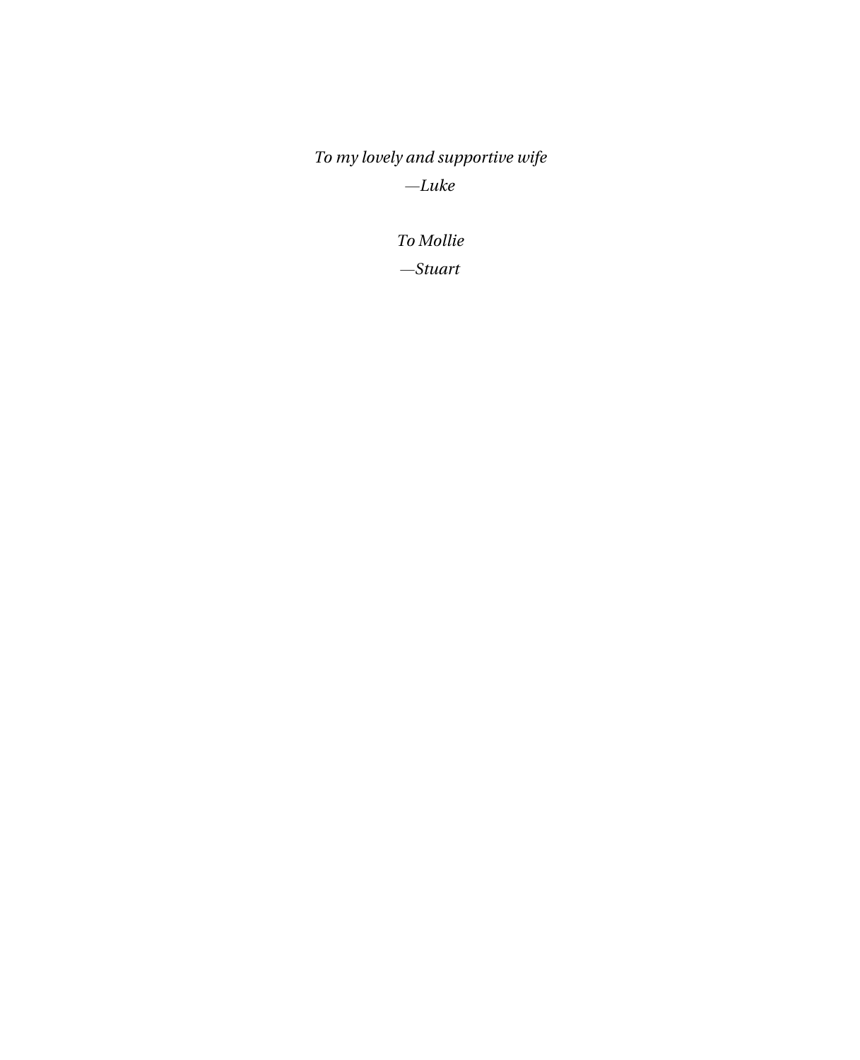*To my lovely and supportive wife*

*—Luke*

*To Mollie*

*—Stuart*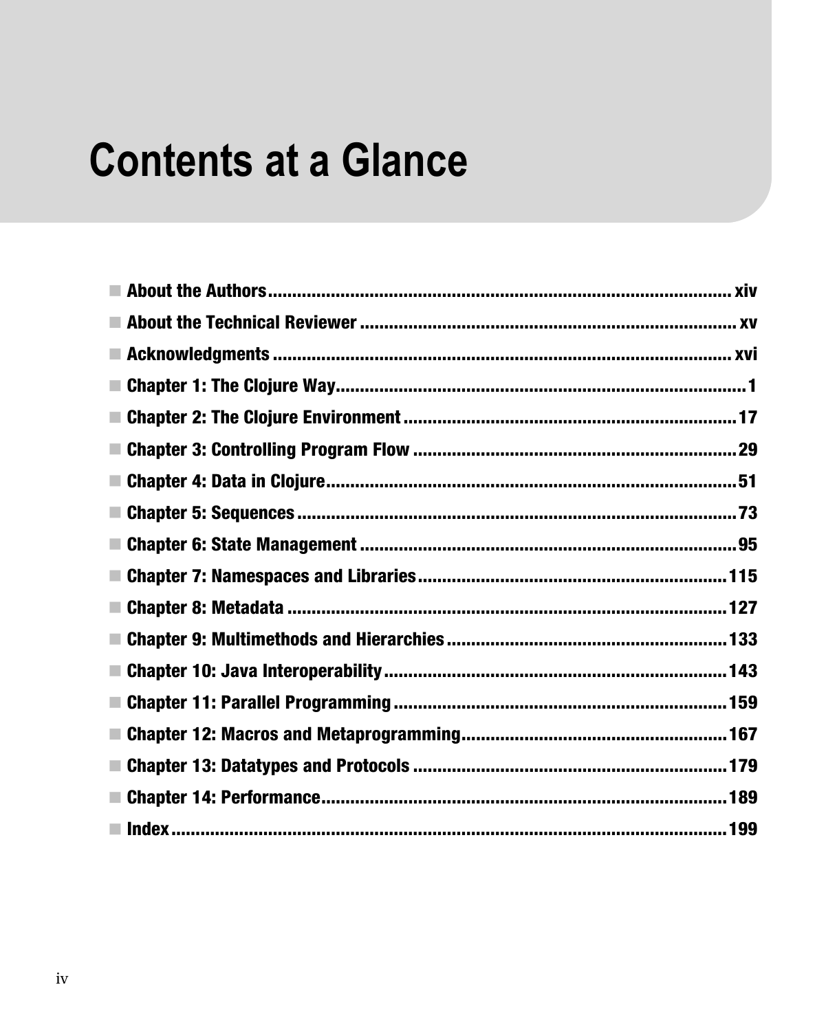# Contents at a Glance

- **About the Authors** ........................................ xiv
- **About the Technical Reviewer** ........................................ xv
- **Acknowledgments** ........................................ xvi
- **Chapter 1: The Clojure Way** ........................................ 1
- **Chapter 2: The Clojure Environment** ........................................ 17
- **Chapter 3: Controlling Program Flow** ........................................ 29
- **Chapter 4: Data in Clojure** ........................................ 51
- **Chapter 5: Sequences** ........................................ 73
- **Chapter 6: State Management** ........................................ 95
- **Chapter 7: Namespaces and Libraries** ........................................ 115
- **Chapter 8: Metadata** ........................................ 127
- **Chapter 9: Multimethods and Hierarchies** ........................................ 133
- **Chapter 10: Java Interoperability** ........................................ 143
- **Chapter 11: Parallel Programming** ........................................ 159
- **Chapter 12: Macros and Metaprogramming** ........................................ 167
- **Chapter 13: Datatypes and Protocols** ........................................ 179
- **Chapter 14: Performance** ........................................ 189
- **Index** ........................................ 199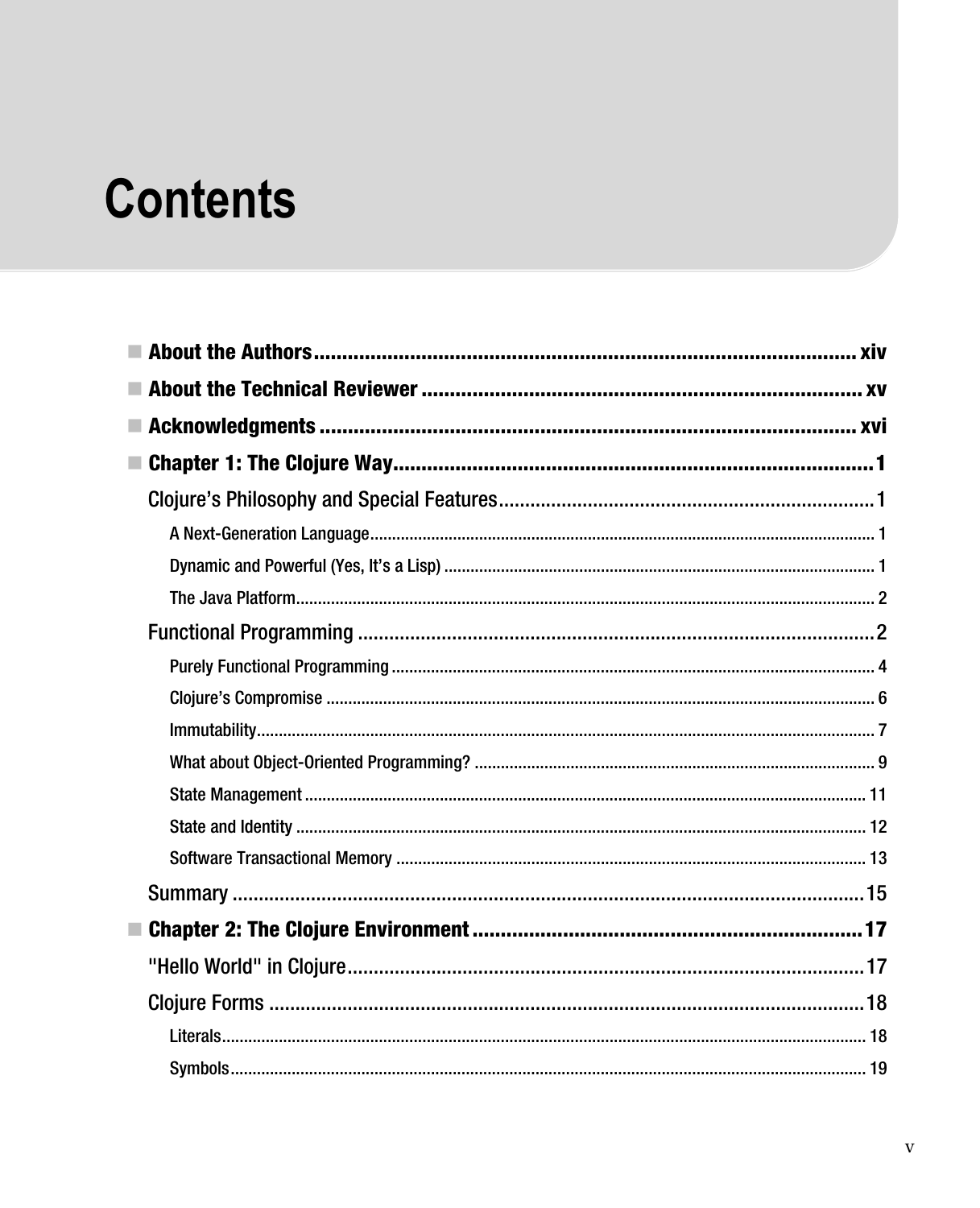# Contents

- **About the Authors** ..... xiv
- **About the Technical Reviewer** ..... xv
- **Acknowledgments** ..... xvi
- **Chapter 1: The Clojure Way** ..... 1
  - Clojure's Philosophy and Special Features ..... 1
    - A Next-Generation Language ..... 1
    - Dynamic and Powerful (Yes, It's a Lisp) ..... 1
    - The Java Platform ..... 2
  - Functional Programming ..... 2
    - Purely Functional Programming ..... 4
    - Clojure's Compromise ..... 6
    - Immutability ..... 7
    - What about Object-Oriented Programming? ..... 9
    - State Management ..... 11
    - State and Identity ..... 12
    - Software Transactional Memory ..... 13
  - Summary ..... 15
- **Chapter 2: The Clojure Environment** ..... 17
  - "Hello World" in Clojure ..... 17
  - Clojure Forms ..... 18
    - Literals ..... 18
    - Symbols ..... 19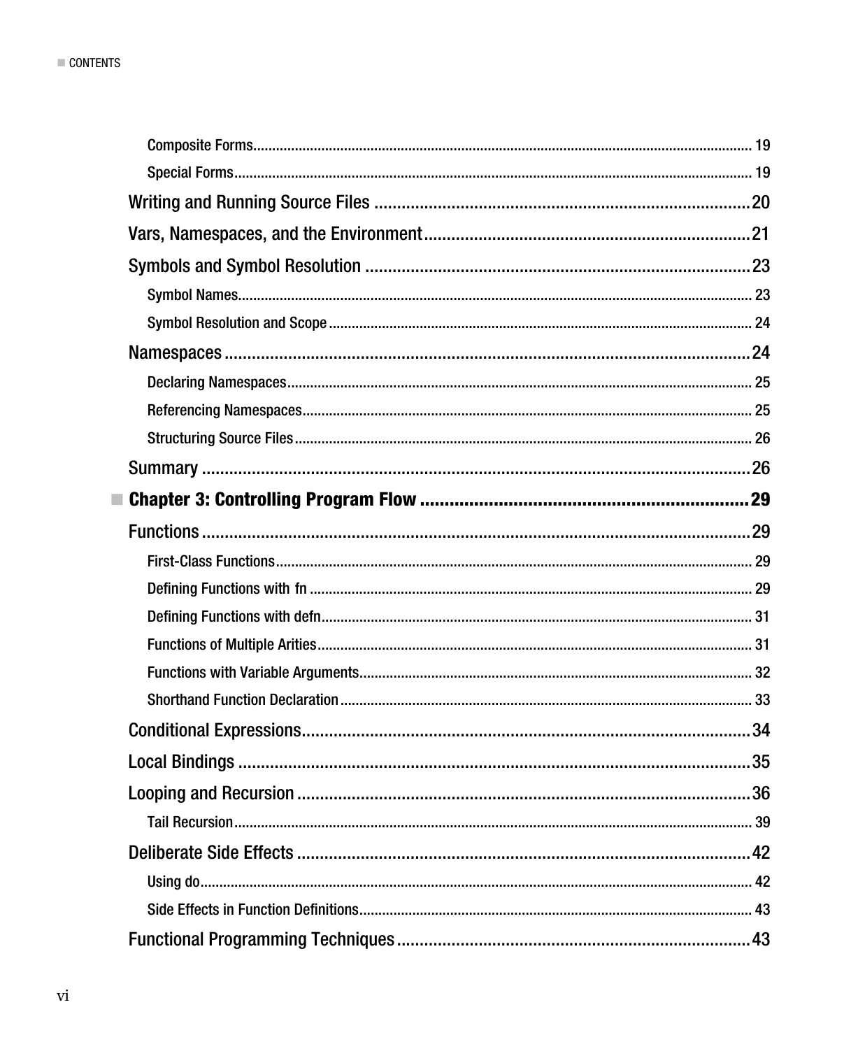- Composite Forms .......... 19
- Special Forms .......... 19

Writing and Running Source Files .......... 20

Vars, Namespaces, and the Environment .......... 21

Symbols and Symbol Resolution .......... 23

- Symbol Names .......... 23
- Symbol Resolution and Scope .......... 24

Namespaces .......... 24

- Declaring Namespaces .......... 25
- Referencing Namespaces .......... 25
- Structuring Source Files .......... 26

Summary .......... 26

**Chapter 3: Controlling Program Flow .......... 29**

Functions .......... 29

- First-Class Functions .......... 29
- Defining Functions with fn .......... 29
- Defining Functions with defn .......... 31
- Functions of Multiple Arities .......... 31
- Functions with Variable Arguments .......... 32
- Shorthand Function Declaration .......... 33

Conditional Expressions .......... 34

Local Bindings .......... 35

Looping and Recursion .......... 36

- Tail Recursion .......... 39

Deliberate Side Effects .......... 42

- Using do .......... 42
- Side Effects in Function Definitions .......... 43

Functional Programming Techniques .......... 43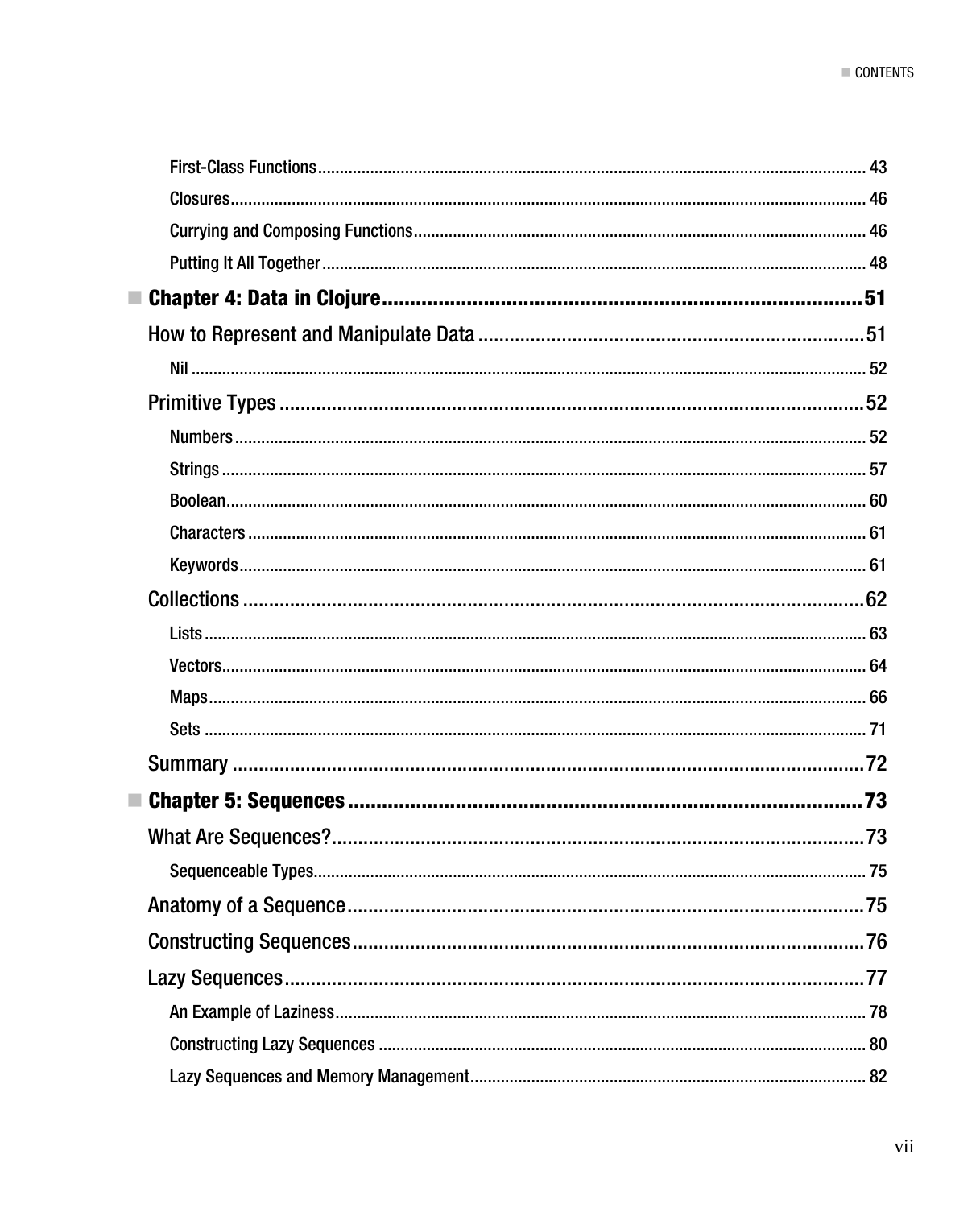- First-Class Functions ........................................................ 43
- Closures ........................................................ 46
- Currying and Composing Functions ........................................................ 46
- Putting It All Together ........................................................ 48

**Chapter 4: Data in Clojure ........................................................ 51**

How to Represent and Manipulate Data ........................................................ 51

- Nil ........................................................ 52

Primitive Types ........................................................ 52

- Numbers ........................................................ 52
- Strings ........................................................ 57
- Boolean ........................................................ 60
- Characters ........................................................ 61
- Keywords ........................................................ 61

Collections ........................................................ 62

- Lists ........................................................ 63
- Vectors ........................................................ 64
- Maps ........................................................ 66
- Sets ........................................................ 71

Summary ........................................................ 72

**Chapter 5: Sequences ........................................................ 73**

What Are Sequences? ........................................................ 73

- Sequenceable Types ........................................................ 75

Anatomy of a Sequence ........................................................ 75

Constructing Sequences ........................................................ 76

Lazy Sequences ........................................................ 77

- An Example of Laziness ........................................................ 78
- Constructing Lazy Sequences ........................................................ 80
- Lazy Sequences and Memory Management ........................................................ 82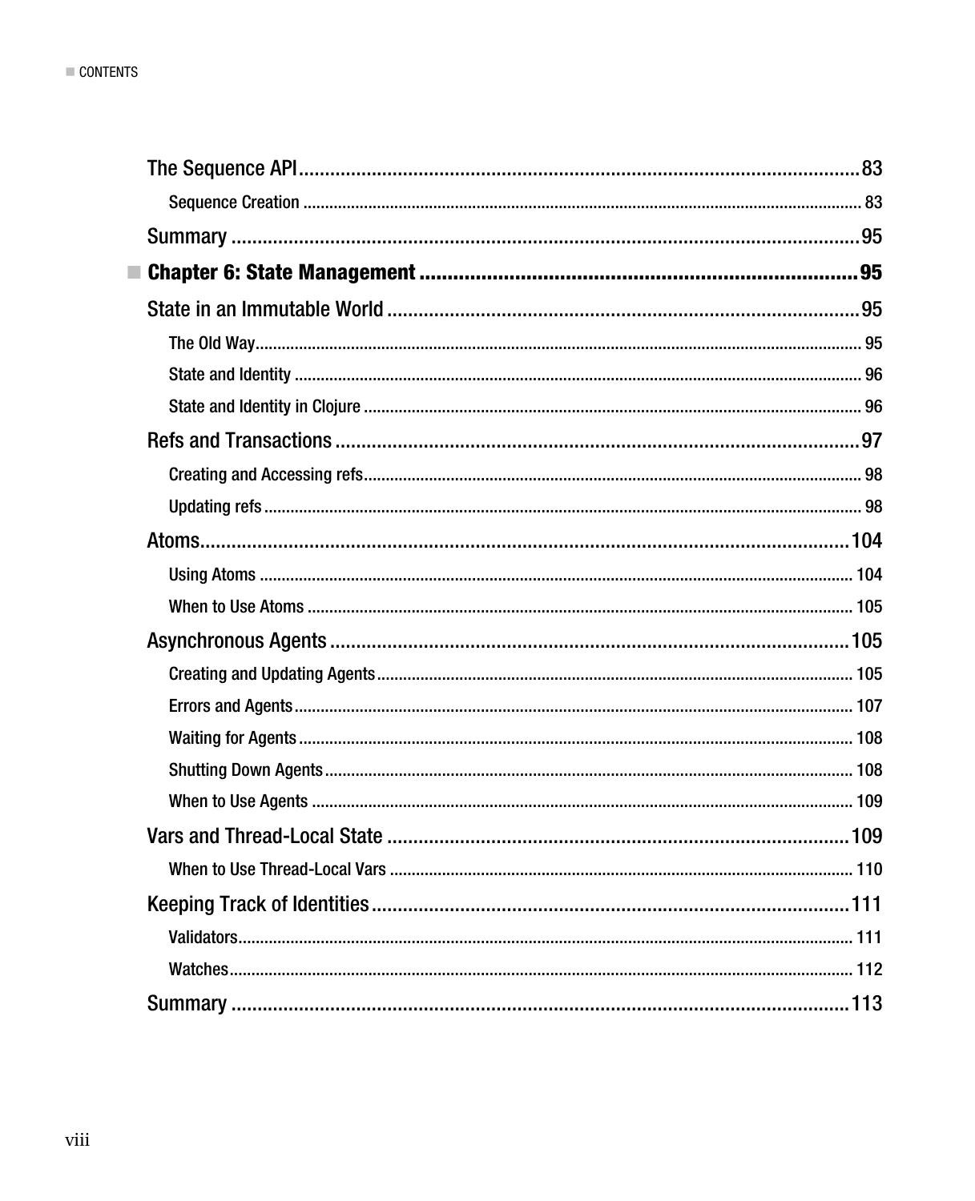The Sequence API ........................................................................................................ 83

- Sequence Creation ........................................................................................................ 83

Summary ........................................................................................................ 95

■ **Chapter 6: State Management ........................................................................ 95**

State in an Immutable World ........................................................................................ 95

- The Old Way........................................................................................................ 95
- State and Identity ........................................................................................................ 96
- State and Identity in Clojure ........................................................................................ 96

Refs and Transactions ........................................................................................................ 97

- Creating and Accessing refs........................................................................................ 98
- Updating refs ........................................................................................................ 98

Atoms........................................................................................................ 104

- Using Atoms ........................................................................................................ 104
- When to Use Atoms ........................................................................................................ 105

Asynchronous Agents ........................................................................................................ 105

- Creating and Updating Agents........................................................................................ 105
- Errors and Agents........................................................................................................ 107
- Waiting for Agents ........................................................................................................ 108
- Shutting Down Agents........................................................................................................ 108
- When to Use Agents ........................................................................................................ 109

Vars and Thread-Local State ........................................................................................ 109

- When to Use Thread-Local Vars ........................................................................................ 110

Keeping Track of Identities........................................................................................ 111

- Validators........................................................................................................ 111
- Watches........................................................................................................ 112

Summary ........................................................................................................ 113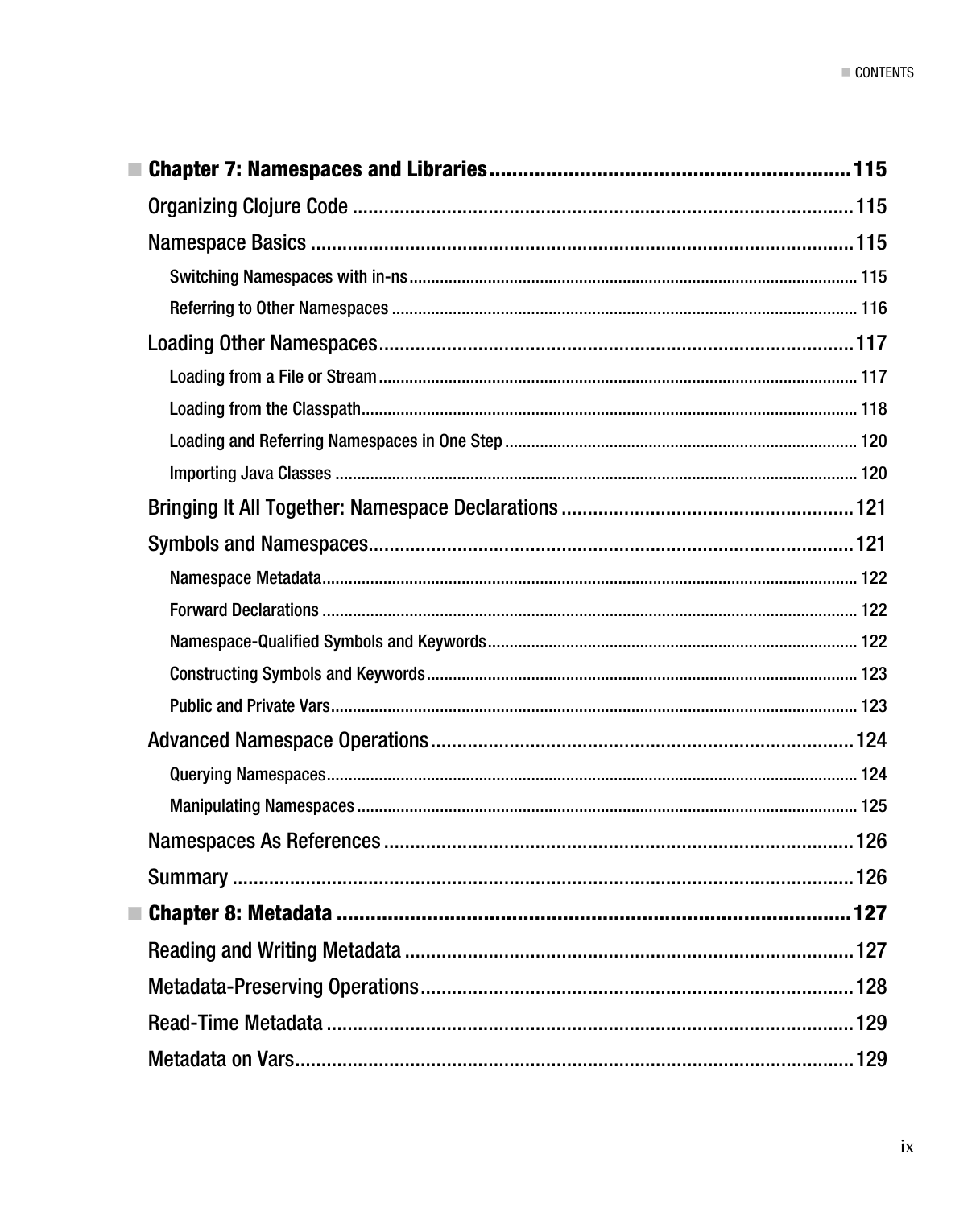- **Chapter 7: Namespaces and Libraries** ..... 115
  - Organizing Clojure Code ..... 115
  - Namespace Basics ..... 115
    - Switching Namespaces with in-ns ..... 115
    - Referring to Other Namespaces ..... 116
  - Loading Other Namespaces ..... 117
    - Loading from a File or Stream ..... 117
    - Loading from the Classpath ..... 118
    - Loading and Referring Namespaces in One Step ..... 120
    - Importing Java Classes ..... 120
  - Bringing It All Together: Namespace Declarations ..... 121
  - Symbols and Namespaces ..... 121
    - Namespace Metadata ..... 122
    - Forward Declarations ..... 122
    - Namespace-Qualified Symbols and Keywords ..... 122
    - Constructing Symbols and Keywords ..... 123
    - Public and Private Vars ..... 123
  - Advanced Namespace Operations ..... 124
    - Querying Namespaces ..... 124
    - Manipulating Namespaces ..... 125
  - Namespaces As References ..... 126
  - Summary ..... 126
- **Chapter 8: Metadata** ..... 127
  - Reading and Writing Metadata ..... 127
  - Metadata-Preserving Operations ..... 128
  - Read-Time Metadata ..... 129
  - Metadata on Vars ..... 129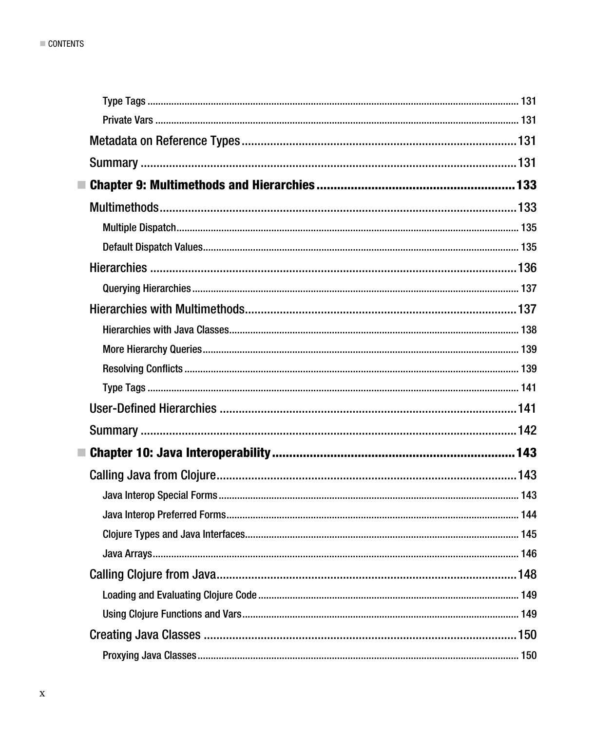Type Tags ........................................................................................................................ 131

Private Vars ...................................................................................................................... 131

Metadata on Reference Types ..........................................................................131

Summary ...........................................................................................................131

■ **Chapter 9: Multimethods and Hierarchies ...........................................................133**

Multimethods.....................................................................................................133

Multiple Dispatch............................................................................................................... 135

Default Dispatch Values..................................................................................................... 135

Hierarchies .......................................................................................................136

Querying Hierarchies ......................................................................................................... 137

Hierarchies with Multimethods..........................................................................137

Hierarchies with Java Classes............................................................................................ 138

More Hierarchy Queries ..................................................................................................... 139

Resolving Conflicts ............................................................................................................ 139

Type Tags ......................................................................................................................... 141

User-Defined Hierarchies .................................................................................141

Summary ...........................................................................................................142

■ **Chapter 10: Java Interoperability.........................................................................143**

Calling Java from Clojure..................................................................................143

Java Interop Special Forms................................................................................................ 143

Java Interop Preferred Forms............................................................................................. 144

Clojure Types and Java Interfaces...................................................................................... 145

Java Arrays....................................................................................................................... 146

Calling Clojure from Java..................................................................................148

Loading and Evaluating Clojure Code ................................................................................. 149

Using Clojure Functions and Vars....................................................................................... 149

Creating Java Classes ......................................................................................150

Proxying Java Classes ....................................................................................................... 150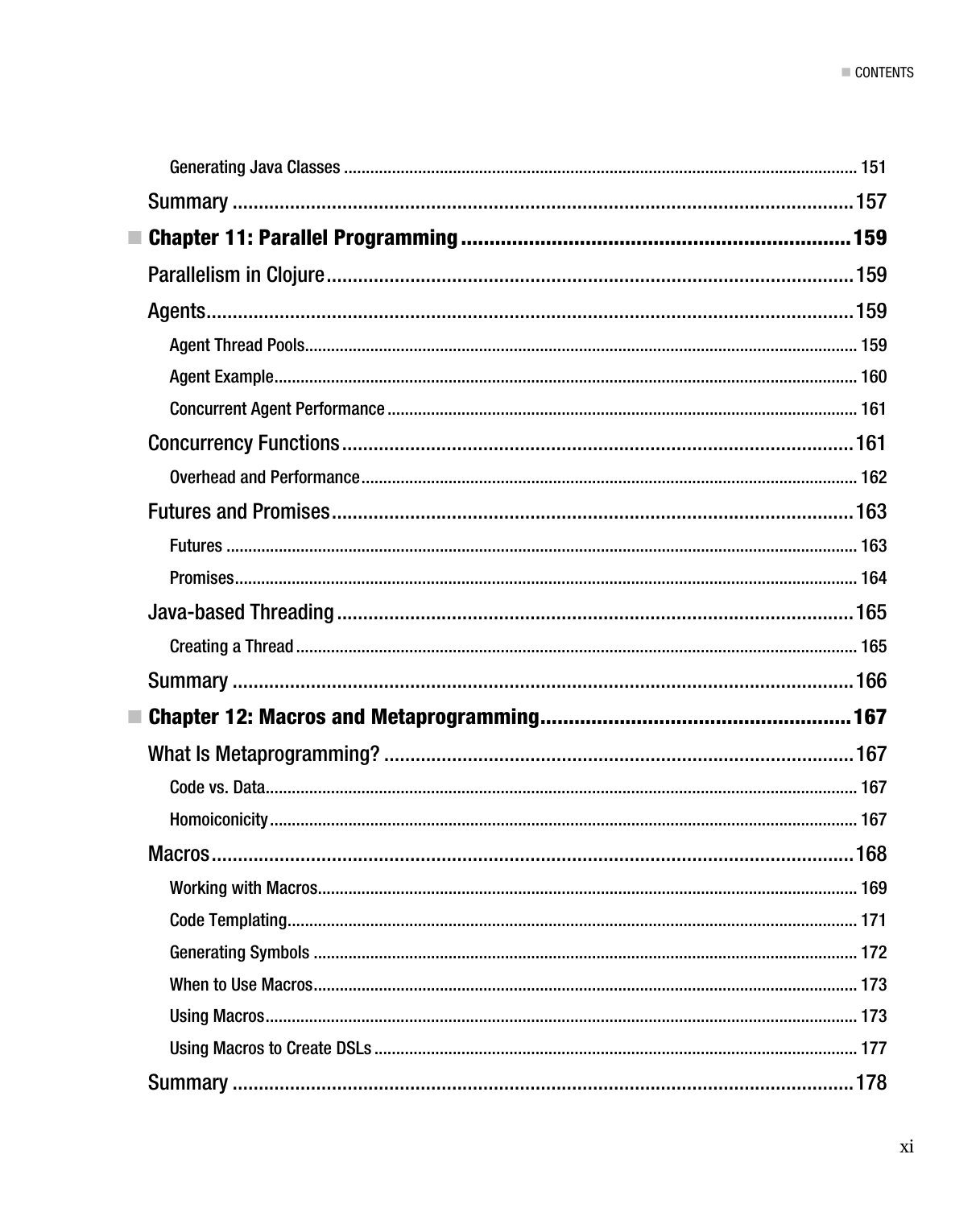Generating Java Classes ........ 151

Summary ........ 157

**Chapter 11: Parallel Programming ........ 159**

Parallelism in Clojure ........ 159

Agents ........ 159

Agent Thread Pools ........ 159

Agent Example ........ 160

Concurrent Agent Performance ........ 161

Concurrency Functions ........ 161

Overhead and Performance ........ 162

Futures and Promises ........ 163

Futures ........ 163

Promises ........ 164

Java-based Threading ........ 165

Creating a Thread ........ 165

Summary ........ 166

**Chapter 12: Macros and Metaprogramming ........ 167**

What Is Metaprogramming? ........ 167

Code vs. Data ........ 167

Homoiconicity ........ 167

Macros ........ 168

Working with Macros ........ 169

Code Templating ........ 171

Generating Symbols ........ 172

When to Use Macros ........ 173

Using Macros ........ 173

Using Macros to Create DSLs ........ 177

Summary ........ 178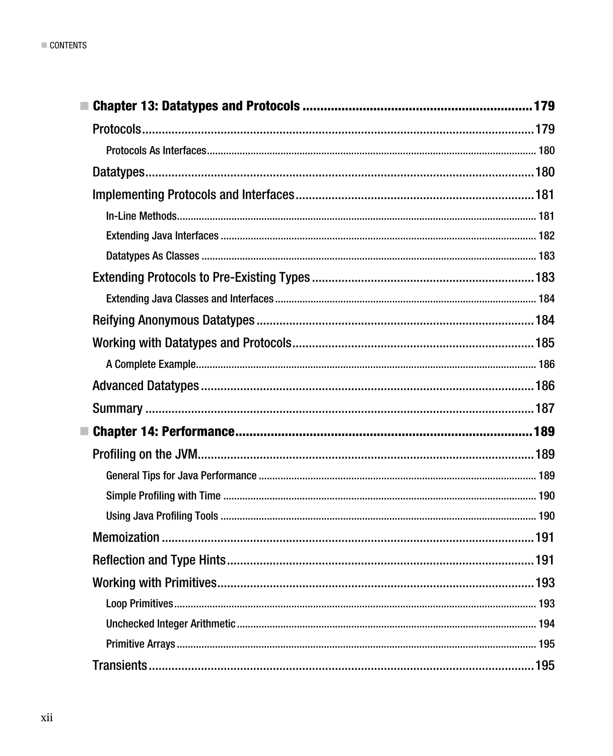**Chapter 13: Datatypes and Protocols** ..... 179

Protocols ..... 179

- Protocols As Interfaces ..... 180

Datatypes ..... 180

Implementing Protocols and Interfaces ..... 181

- In-Line Methods ..... 181
- Extending Java Interfaces ..... 182
- Datatypes As Classes ..... 183

Extending Protocols to Pre-Existing Types ..... 183

- Extending Java Classes and Interfaces ..... 184

Reifying Anonymous Datatypes ..... 184

Working with Datatypes and Protocols ..... 185

- A Complete Example ..... 186

Advanced Datatypes ..... 186

Summary ..... 187

**Chapter 14: Performance** ..... 189

Profiling on the JVM ..... 189

- General Tips for Java Performance ..... 189
- Simple Profiling with Time ..... 190
- Using Java Profiling Tools ..... 190

Memoization ..... 191

Reflection and Type Hints ..... 191

Working with Primitives ..... 193

- Loop Primitives ..... 193
- Unchecked Integer Arithmetic ..... 194
- Primitive Arrays ..... 195

Transients ..... 195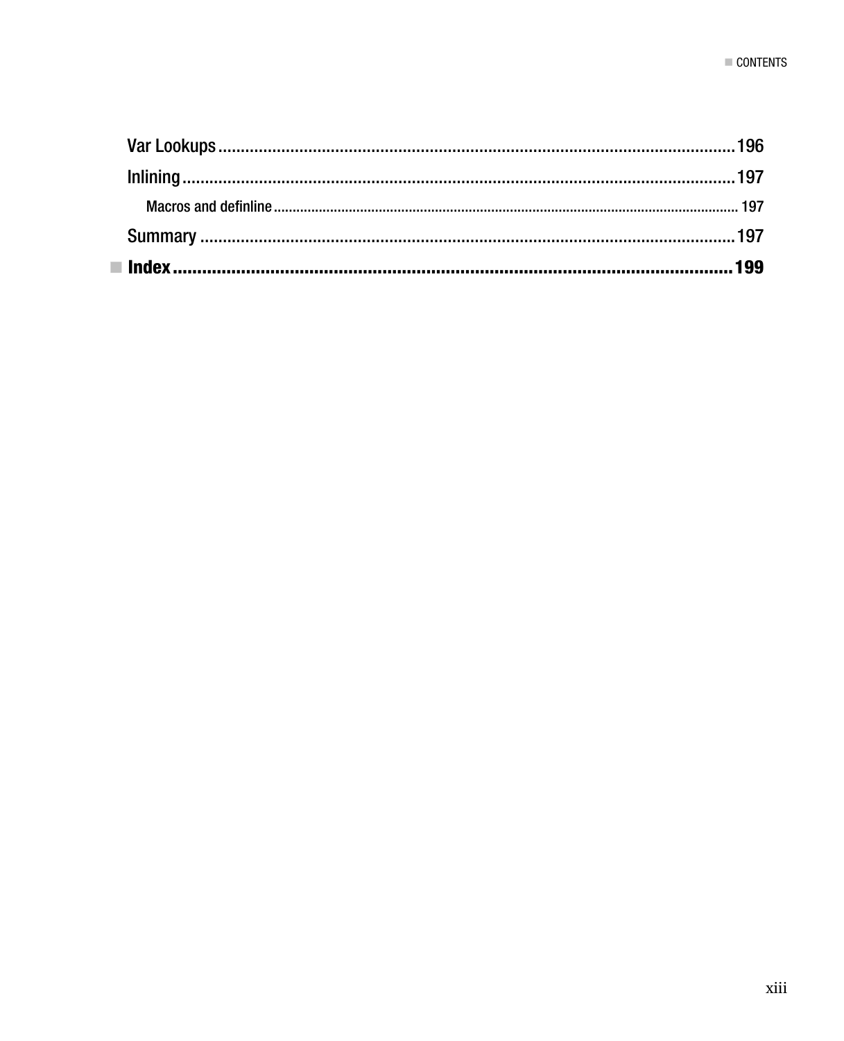Var Lookups ........................................................................................................196

Inlining ..............................................................................................................197

Macros and definline ...................................................................................... 197

Summary ............................................................................................................197

■ **Index** ...............................................................................................................**199**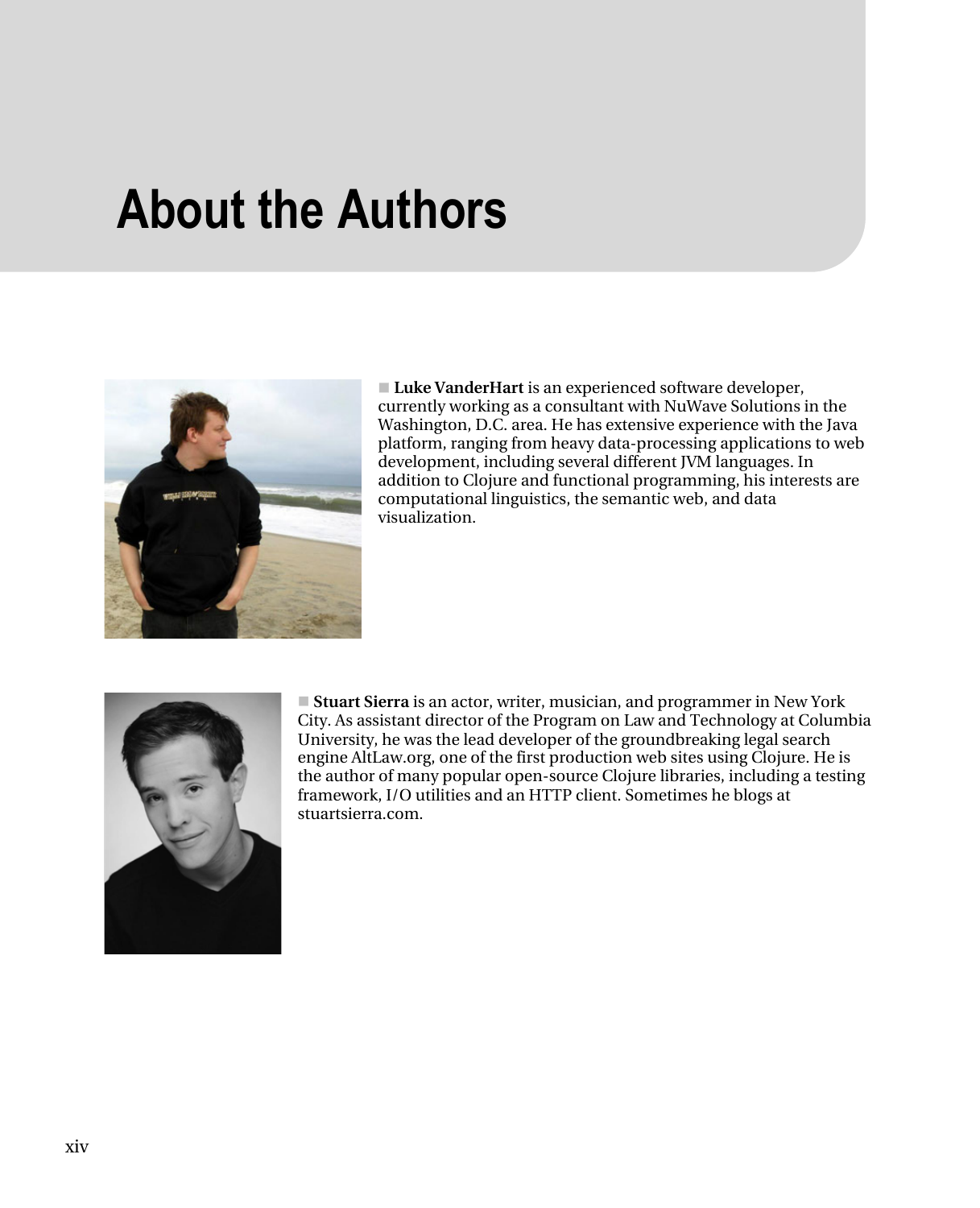# About the Authors

**Luke VanderHart** is an experienced software developer, currently working as a consultant with NuWave Solutions in the Washington, D.C. area. He has extensive experience with the Java platform, ranging from heavy data-processing applications to web development, including several different JVM languages. In addition to Clojure and functional programming, his interests are computational linguistics, the semantic web, and data visualization.

**Stuart Sierra** is an actor, writer, musician, and programmer in New York City. As assistant director of the Program on Law and Technology at Columbia University, he was the lead developer of the groundbreaking legal search engine AltLaw.org, one of the first production web sites using Clojure. He is the author of many popular open-source Clojure libraries, including a testing framework, I/O utilities and an HTTP client. Sometimes he blogs at stuartsierra.com.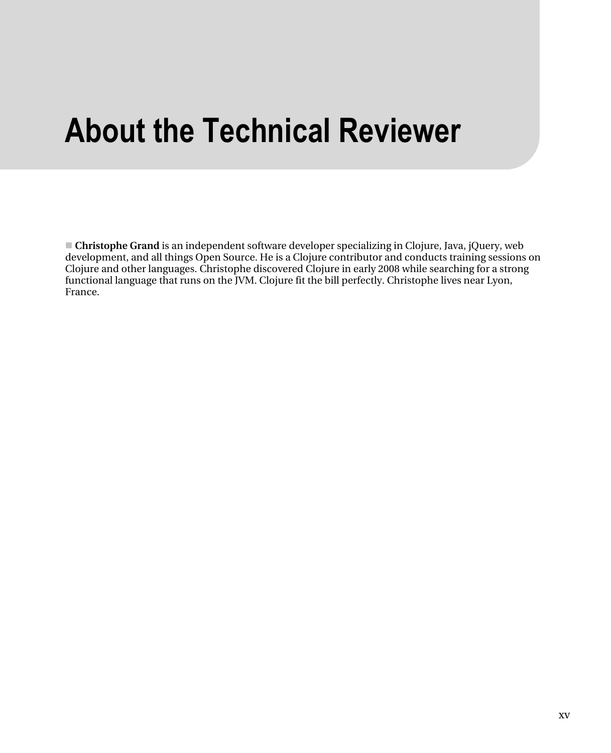# About the Technical Reviewer

■ **Christophe Grand** is an independent software developer specializing in Clojure, Java, jQuery, web development, and all things Open Source. He is a Clojure contributor and conducts training sessions on Clojure and other languages. Christophe discovered Clojure in early 2008 while searching for a strong functional language that runs on the JVM. Clojure fit the bill perfectly. Christophe lives near Lyon, France.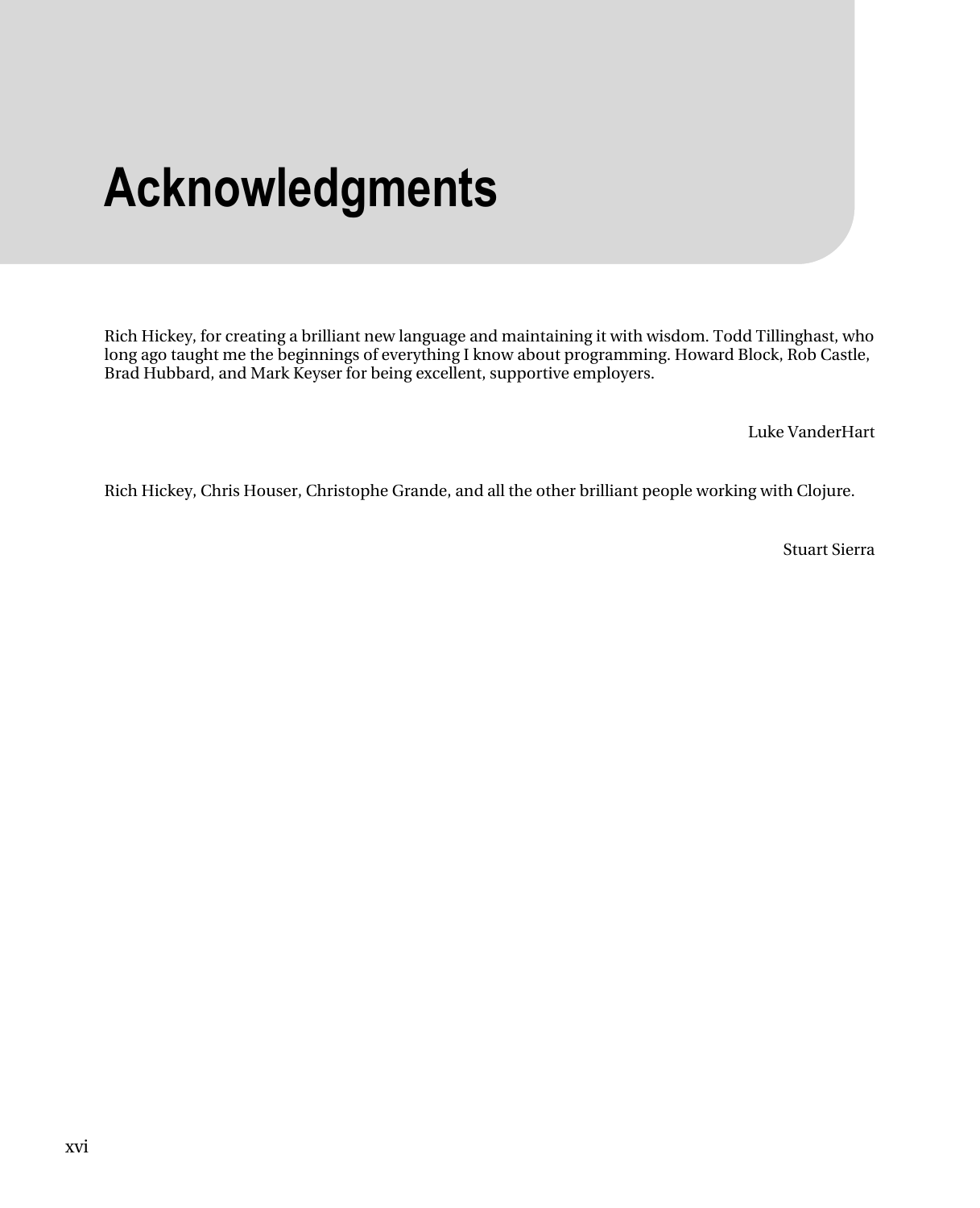# Acknowledgments

Rich Hickey, for creating a brilliant new language and maintaining it with wisdom. Todd Tillinghast, who long ago taught me the beginnings of everything I know about programming. Howard Block, Rob Castle, Brad Hubbard, and Mark Keyser for being excellent, supportive employers.

Luke VanderHart

Rich Hickey, Chris Houser, Christophe Grande, and all the other brilliant people working with Clojure.

Stuart Sierra